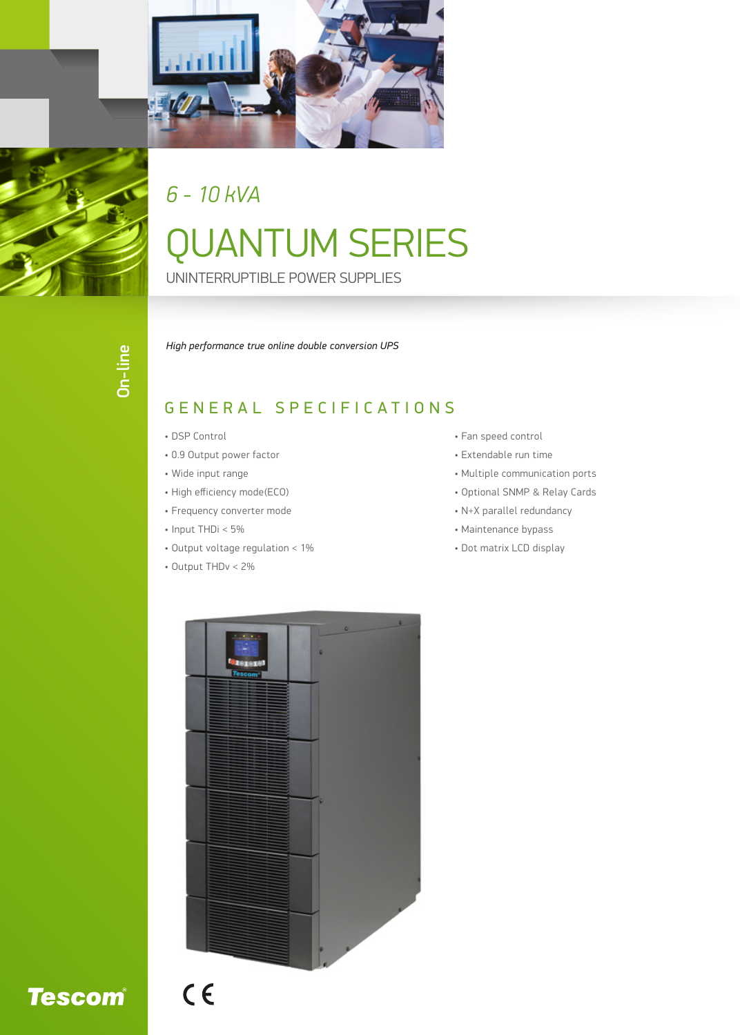*6 - 10 kVA*

# QUANTUM SERIES

UNINTERRUPTIBLE POWER SUPPLIES

On-line

*High performance true online double conversion UPS*

## GENERAL SPECIFICATIONS

- DSP Control
- 0.9 Output power factor
- Wide input range
- High efficiency mode(ECO)
- Frequency converter mode
- Input THDi < 5%
- Output voltage regulation < 1%
- Output THDv < 2%
- Fan speed control
- Extendable run time
- Multiple communication ports
- Optional SNMP & Relay Cards
- N+X parallel redundancy
- Maintenance bypass
- Dot matrix LCD display

Tescom®

CE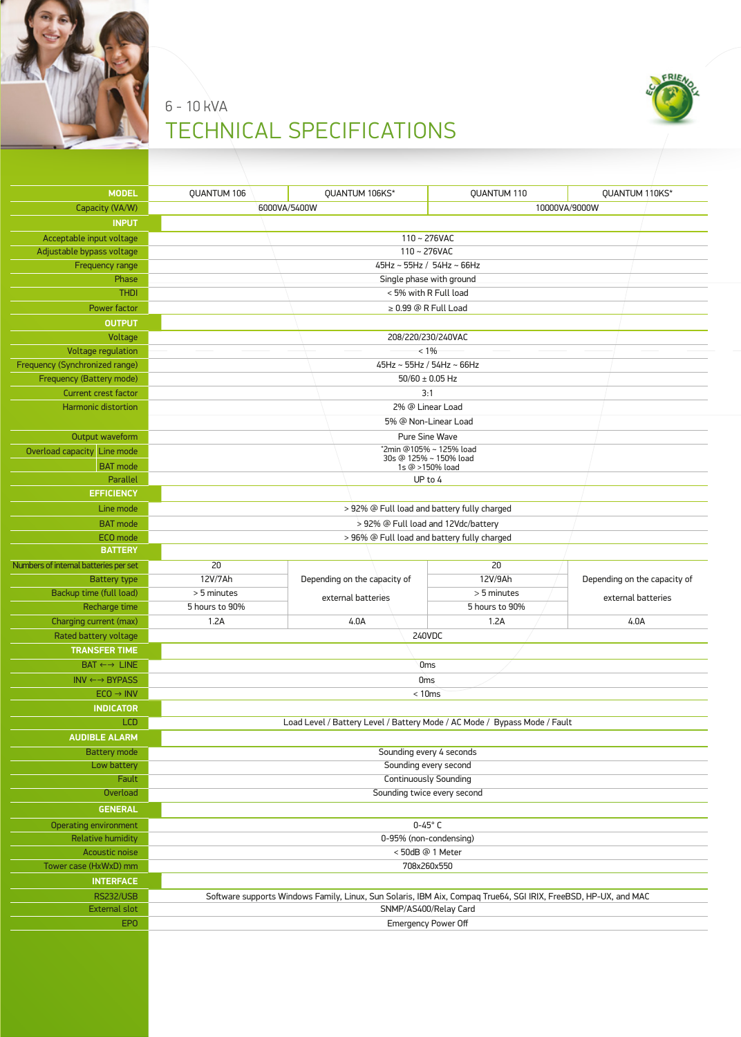6 - 10 kVA

# TECHNICAL SPECIFICATIONS

| MODEL | QUANTUM 106 | QUANTUM 106KS* | QUANTUM 110 | QUANTUM 110KS* |
|---|---|---|---|---|
| Capacity (VA/W) | 6000VA/5400W | | 10000VA/9000W | |
| **INPUT** | | | | |
| Acceptable input voltage | 110 ~ 276VAC | | | |
| Adjustable bypass voltage | 110 ~ 276VAC | | | |
| Frequency range | 45Hz ~ 55Hz / 54Hz ~ 66Hz | | | |
| Phase | Single phase with ground | | | |
| THDI | < 5% with R Full load | | | |
| Power factor | ≥ 0.99 @ R Full Load | | | |
| **OUTPUT** | | | | |
| Voltage | 208/220/230/240VAC | | | |
| Voltage regulation | < 1% | | | |
| Frequency (Synchronized range) | 45Hz ~ 55Hz / 54Hz ~ 66Hz | | | |
| Frequency (Battery mode) | 50/60 ± 0.05 Hz | | | |
| Current crest factor | 3:1 | | | |
| Harmonic distortion | 2% @ Linear Load<br>5% @ Non-Linear Load | | | |
| Output waveform | Pure Sine Wave | | | |
| Overload capacity: Line mode / BAT mode | *2min @105% ~ 125% load<br>30s @ 125% ~ 150% load<br>1s @ >150% load | | | |
| Parallel | UP to 4 | | | |
| **EFFICIENCY** | | | | |
| Line mode | > 92% @ Full load and battery fully charged | | | |
| BAT mode | > 92% @ Full load and 12Vdc/battery | | | |
| ECO mode | > 96% @ Full load and battery fully charged | | | |
| **BATTERY** | | | | |
| Numbers of internal batteries per set | 20 | Depending on the capacity of external batteries | 20 | Depending on the capacity of external batteries |
| Battery type | 12V/7Ah | | 12V/9Ah | |
| Backup time (full load) | > 5 minutes | | > 5 minutes | |
| Recharge time | 5 hours to 90% | | 5 hours to 90% | |
| Charging current (max) | 1.2A | 4.0A | 1.2A | 4.0A |
| Rated battery voltage | 240VDC | | | |
| **TRANSFER TIME** | | | | |
| BAT ←→ LINE | 0ms | | | |
| INV ←→ BYPASS | 0ms | | | |
| ECO → INV | < 10ms | | | |
| **INDICATOR** | | | | |
| LCD | Load Level / Battery Level / Battery Mode / AC Mode / Bypass Mode / Fault | | | |
| **AUDIBLE ALARM** | | | | |
| Battery mode | Sounding every 4 seconds | | | |
| Low battery | Sounding every second | | | |
| Fault | Continuously Sounding | | | |
| Overload | Sounding twice every second | | | |
| **GENERAL** | | | | |
| Operating environment | 0-45° C | | | |
| Relative humidity | 0-95% (non-condensing) | | | |
| Acoustic noise | < 50dB @ 1 Meter | | | |
| Tower case (HxWxD) mm | 708x260x550 | | | |
| **INTERFACE** | | | | |
| RS232/USB | Software supports Windows Family, Linux, Sun Solaris, IBM Aix, Compaq True64, SGI IRIX, FreeBSD, HP-UX, and MAC | | | |
| External slot | SNMP/AS400/Relay Card | | | |
| EPO | Emergency Power Off | | | |